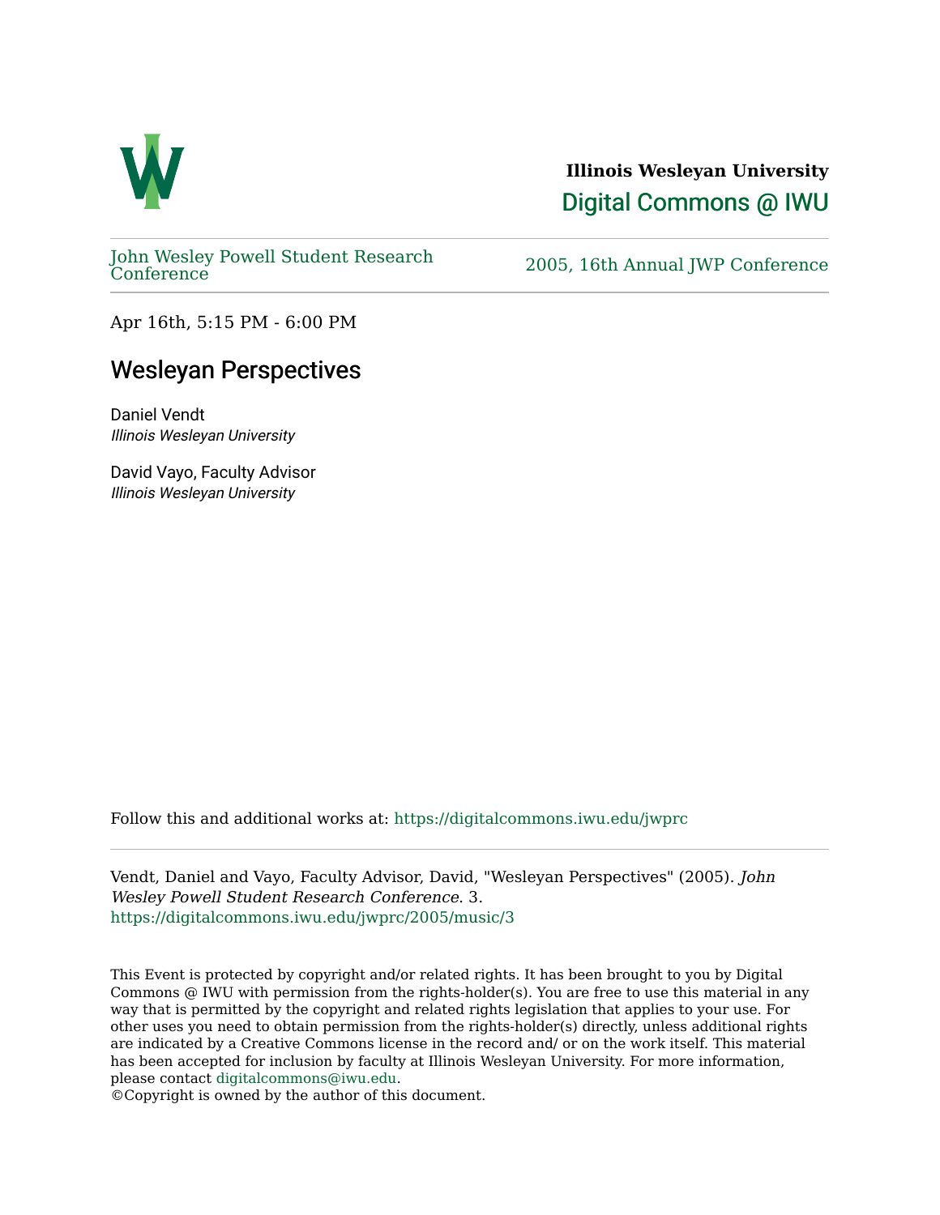**Illinois Wesleyan University**

Digital Commons @ IWU

John Wesley Powell Student Research Conference

2005, 16th Annual JWP Conference

Apr 16th, 5:15 PM - 6:00 PM

# Wesleyan Perspectives

Daniel Vendt
*Illinois Wesleyan University*

David Vayo, Faculty Advisor
*Illinois Wesleyan University*

Follow this and additional works at: https://digitalcommons.iwu.edu/jwprc

Vendt, Daniel and Vayo, Faculty Advisor, David, "Wesleyan Perspectives" (2005). *John Wesley Powell Student Research Conference*. 3.
https://digitalcommons.iwu.edu/jwprc/2005/music/3

This Event is protected by copyright and/or related rights. It has been brought to you by Digital Commons @ IWU with permission from the rights-holder(s). You are free to use this material in any way that is permitted by the copyright and related rights legislation that applies to your use. For other uses you need to obtain permission from the rights-holder(s) directly, unless additional rights are indicated by a Creative Commons license in the record and/ or on the work itself. This material has been accepted for inclusion by faculty at Illinois Wesleyan University. For more information, please contact digitalcommons@iwu.edu.
©Copyright is owned by the author of this document.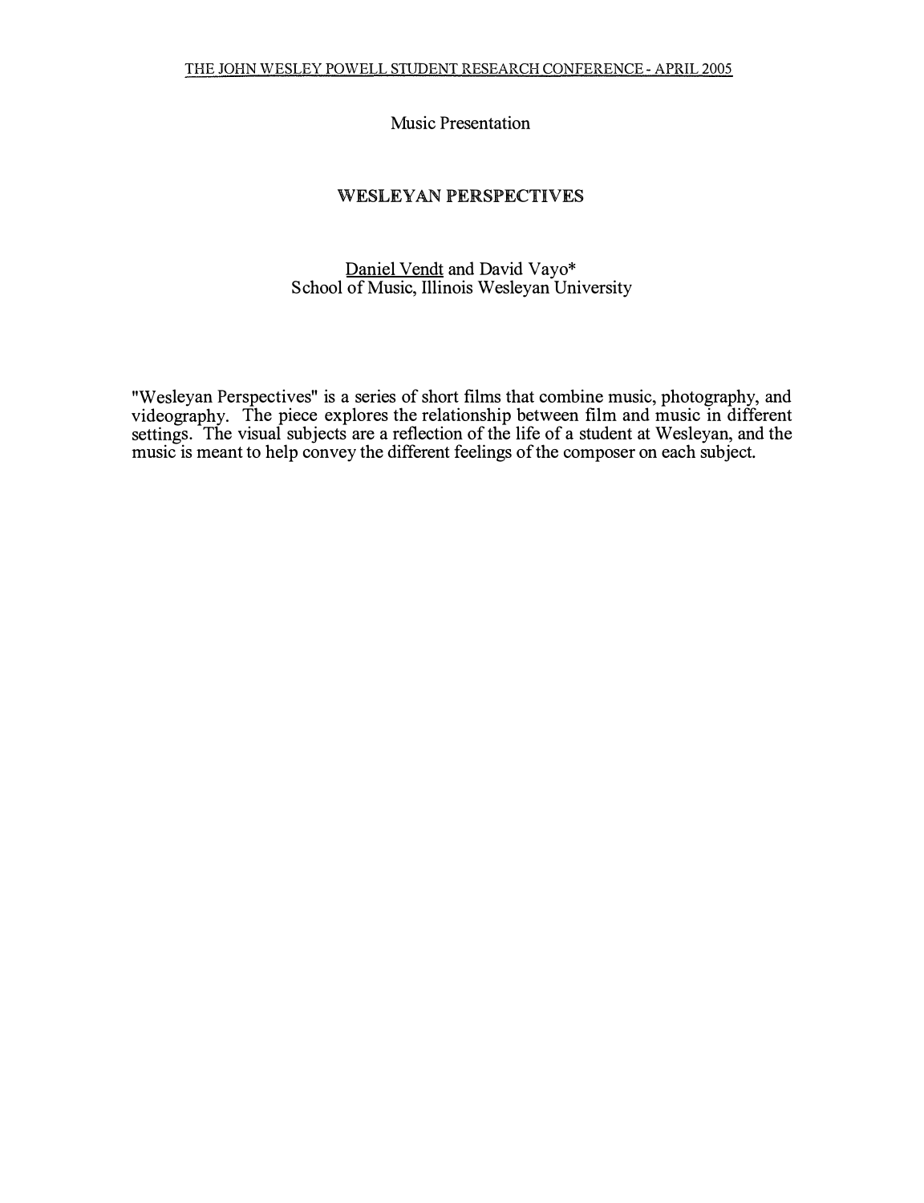Music Presentation

## WESLEYAN PERSPECTIVES

Daniel Vendt and David Vayo*
School of Music, Illinois Wesleyan University

"Wesleyan Perspectives" is a series of short films that combine music, photography, and videography. The piece explores the relationship between film and music in different settings. The visual subjects are a reflection of the life of a student at Wesleyan, and the music is meant to help convey the different feelings of the composer on each subject.